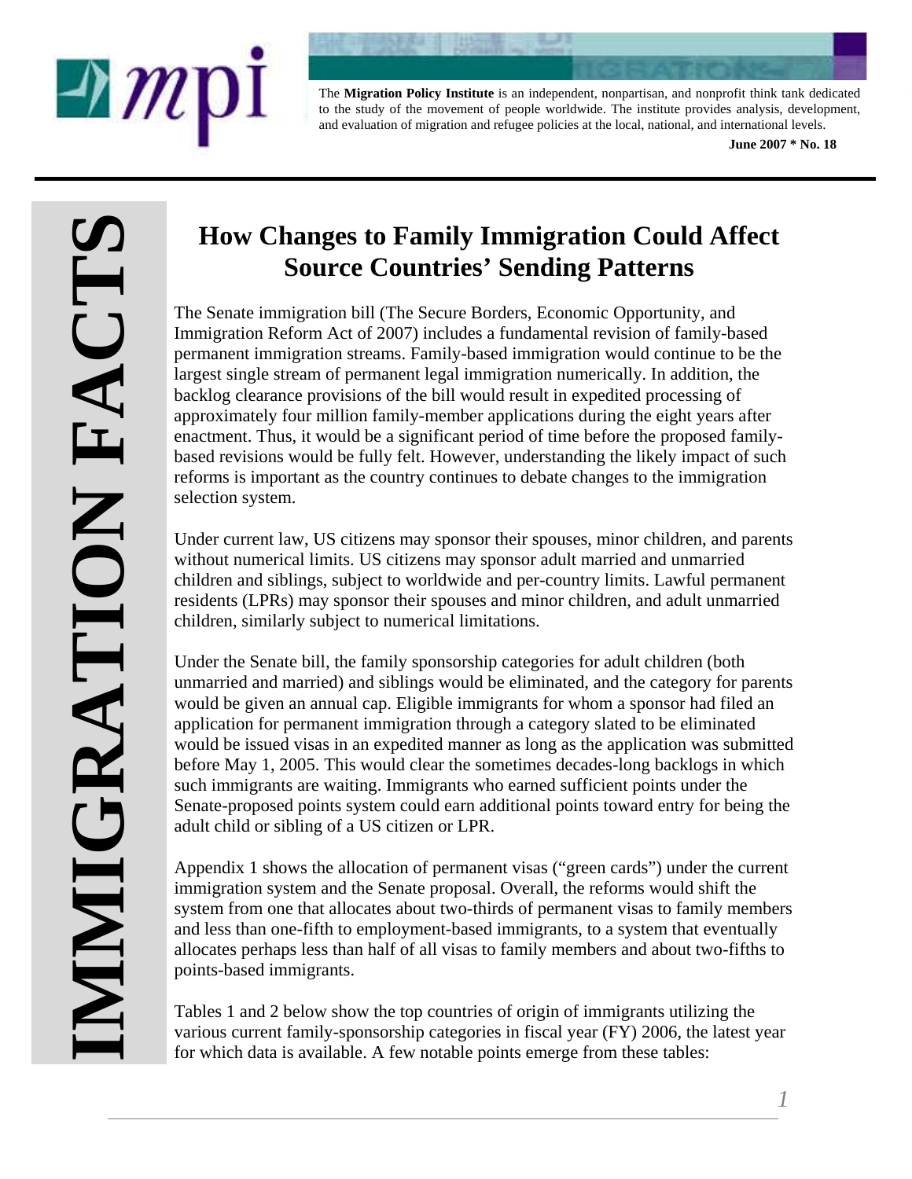The **Migration Policy Institute** is an independent, nonpartisan, and nonprofit think tank dedicated to the study of the movement of people worldwide. The institute provides analysis, development, and evaluation of migration and refugee policies at the local, national, and international levels.

**June 2007 * No. 18**

**IMMIGRATION FACTS**

# How Changes to Family Immigration Could Affect Source Countries' Sending Patterns

The Senate immigration bill (The Secure Borders, Economic Opportunity, and Immigration Reform Act of 2007) includes a fundamental revision of family-based permanent immigration streams. Family-based immigration would continue to be the largest single stream of permanent legal immigration numerically. In addition, the backlog clearance provisions of the bill would result in expedited processing of approximately four million family-member applications during the eight years after enactment. Thus, it would be a significant period of time before the proposed family-based revisions would be fully felt. However, understanding the likely impact of such reforms is important as the country continues to debate changes to the immigration selection system.

Under current law, US citizens may sponsor their spouses, minor children, and parents without numerical limits. US citizens may sponsor adult married and unmarried children and siblings, subject to worldwide and per-country limits. Lawful permanent residents (LPRs) may sponsor their spouses and minor children, and adult unmarried children, similarly subject to numerical limitations.

Under the Senate bill, the family sponsorship categories for adult children (both unmarried and married) and siblings would be eliminated, and the category for parents would be given an annual cap. Eligible immigrants for whom a sponsor had filed an application for permanent immigration through a category slated to be eliminated would be issued visas in an expedited manner as long as the application was submitted before May 1, 2005. This would clear the sometimes decades-long backlogs in which such immigrants are waiting. Immigrants who earned sufficient points under the Senate-proposed points system could earn additional points toward entry for being the adult child or sibling of a US citizen or LPR.

Appendix 1 shows the allocation of permanent visas ("green cards") under the current immigration system and the Senate proposal. Overall, the reforms would shift the system from one that allocates about two-thirds of permanent visas to family members and less than one-fifth to employment-based immigrants, to a system that eventually allocates perhaps less than half of all visas to family members and about two-fifths to points-based immigrants.

Tables 1 and 2 below show the top countries of origin of immigrants utilizing the various current family-sponsorship categories in fiscal year (FY) 2006, the latest year for which data is available. A few notable points emerge from these tables: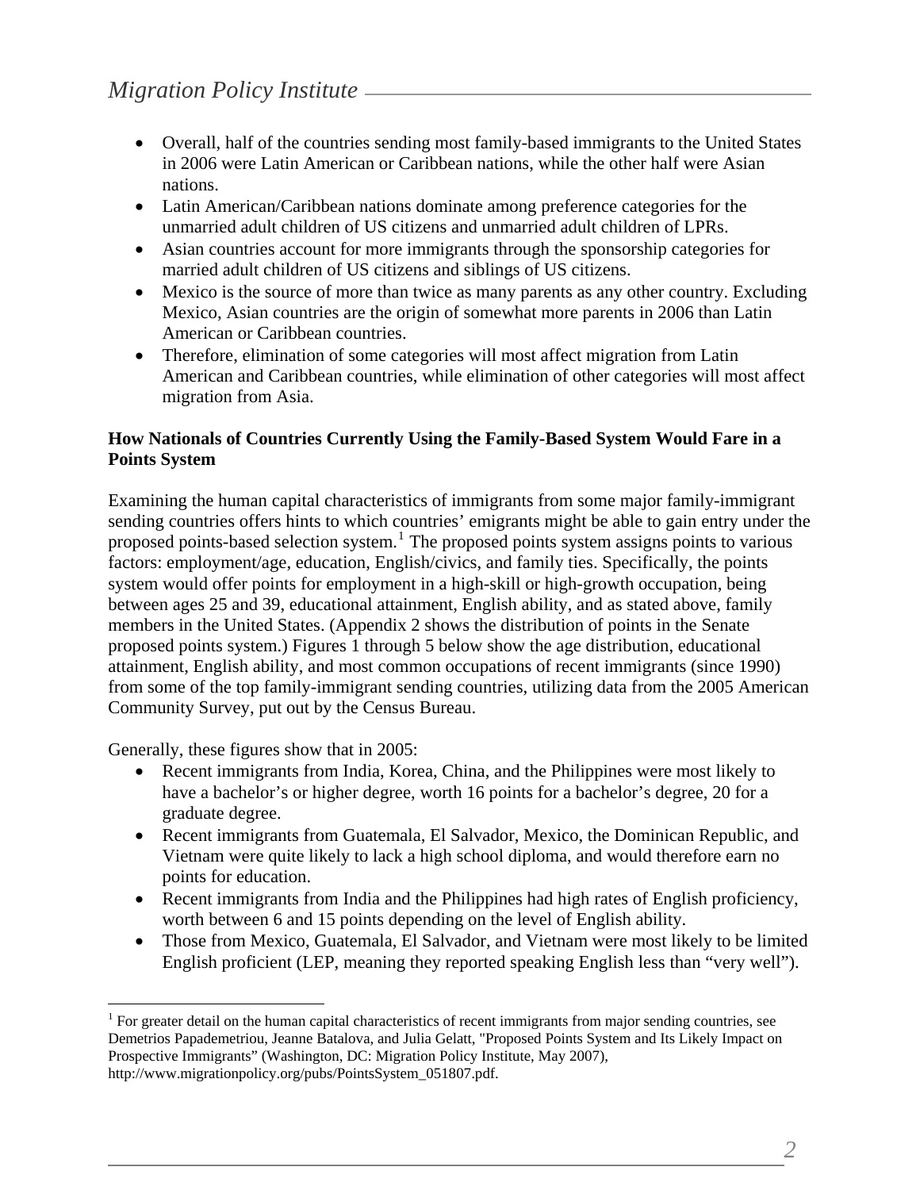- Overall, half of the countries sending most family-based immigrants to the United States in 2006 were Latin American or Caribbean nations, while the other half were Asian nations.
- Latin American/Caribbean nations dominate among preference categories for the unmarried adult children of US citizens and unmarried adult children of LPRs.
- Asian countries account for more immigrants through the sponsorship categories for married adult children of US citizens and siblings of US citizens.
- Mexico is the source of more than twice as many parents as any other country. Excluding Mexico, Asian countries are the origin of somewhat more parents in 2006 than Latin American or Caribbean countries.
- Therefore, elimination of some categories will most affect migration from Latin American and Caribbean countries, while elimination of other categories will most affect migration from Asia.

**How Nationals of Countries Currently Using the Family-Based System Would Fare in a Points System**

Examining the human capital characteristics of immigrants from some major family-immigrant sending countries offers hints to which countries' emigrants might be able to gain entry under the proposed points-based selection system.[1] The proposed points system assigns points to various factors: employment/age, education, English/civics, and family ties. Specifically, the points system would offer points for employment in a high-skill or high-growth occupation, being between ages 25 and 39, educational attainment, English ability, and as stated above, family members in the United States. (Appendix 2 shows the distribution of points in the Senate proposed points system.) Figures 1 through 5 below show the age distribution, educational attainment, English ability, and most common occupations of recent immigrants (since 1990) from some of the top family-immigrant sending countries, utilizing data from the 2005 American Community Survey, put out by the Census Bureau.

Generally, these figures show that in 2005:

- Recent immigrants from India, Korea, China, and the Philippines were most likely to have a bachelor's or higher degree, worth 16 points for a bachelor's degree, 20 for a graduate degree.
- Recent immigrants from Guatemala, El Salvador, Mexico, the Dominican Republic, and Vietnam were quite likely to lack a high school diploma, and would therefore earn no points for education.
- Recent immigrants from India and the Philippines had high rates of English proficiency, worth between 6 and 15 points depending on the level of English ability.
- Those from Mexico, Guatemala, El Salvador, and Vietnam were most likely to be limited English proficient (LEP, meaning they reported speaking English less than "very well").

[1] For greater detail on the human capital characteristics of recent immigrants from major sending countries, see Demetrios Papademetriou, Jeanne Batalova, and Julia Gelatt, "Proposed Points System and Its Likely Impact on Prospective Immigrants" (Washington, DC: Migration Policy Institute, May 2007), http://www.migrationpolicy.org/pubs/PointsSystem_051807.pdf.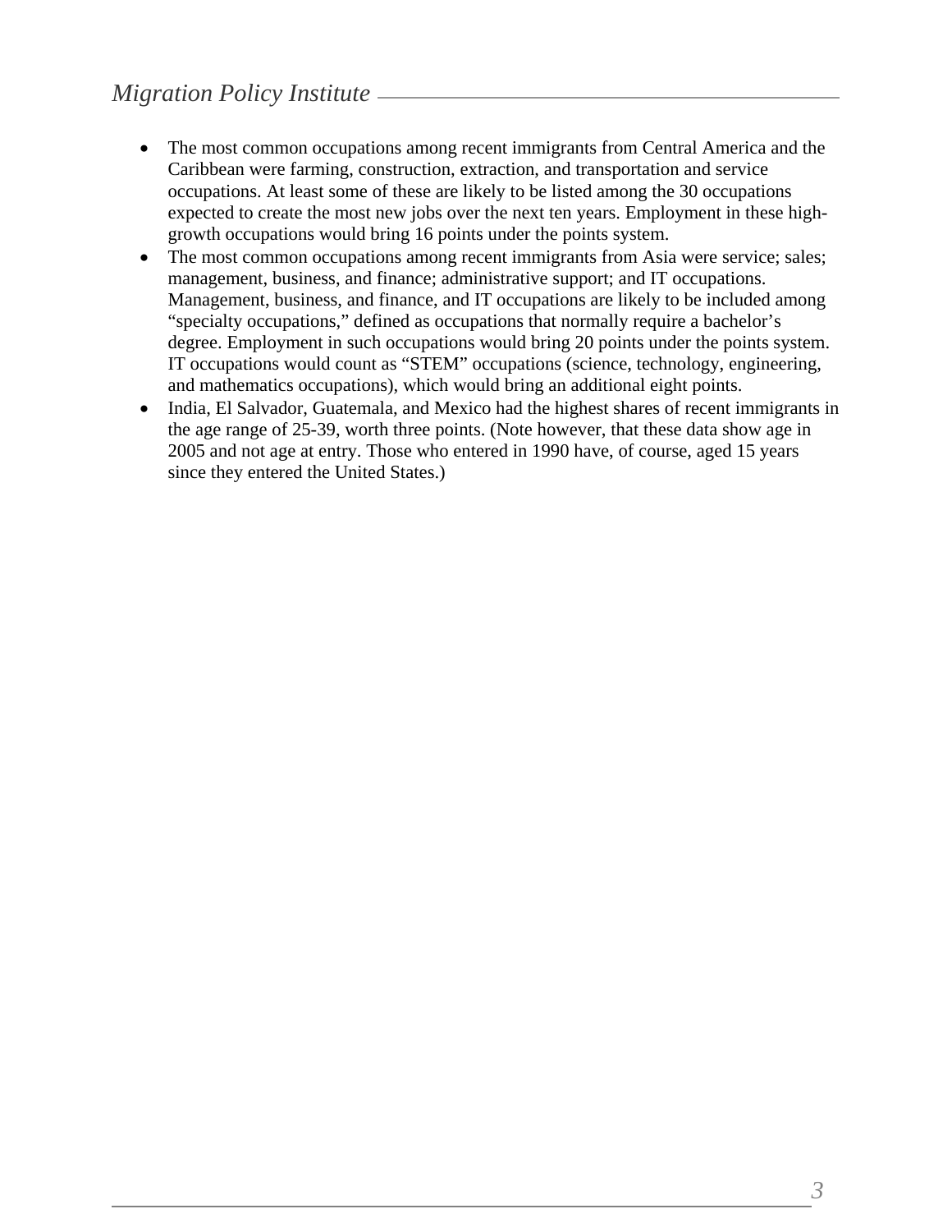- The most common occupations among recent immigrants from Central America and the Caribbean were farming, construction, extraction, and transportation and service occupations. At least some of these are likely to be listed among the 30 occupations expected to create the most new jobs over the next ten years. Employment in these high-growth occupations would bring 16 points under the points system.
- The most common occupations among recent immigrants from Asia were service; sales; management, business, and finance; administrative support; and IT occupations. Management, business, and finance, and IT occupations are likely to be included among “specialty occupations,” defined as occupations that normally require a bachelor’s degree. Employment in such occupations would bring 20 points under the points system. IT occupations would count as “STEM” occupations (science, technology, engineering, and mathematics occupations), which would bring an additional eight points.
- India, El Salvador, Guatemala, and Mexico had the highest shares of recent immigrants in the age range of 25-39, worth three points. (Note however, that these data show age in 2005 and not age at entry. Those who entered in 1990 have, of course, aged 15 years since they entered the United States.)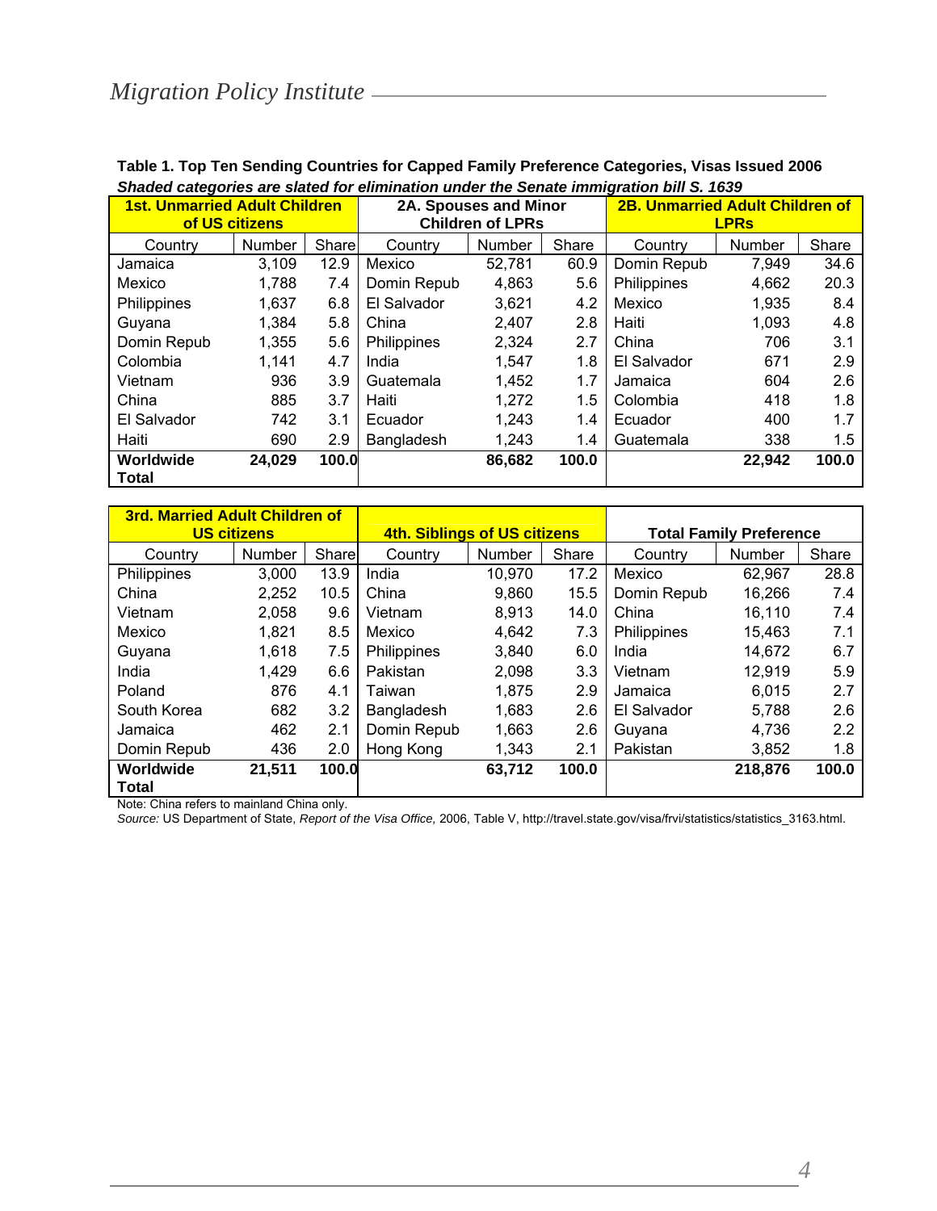**Table 1. Top Ten Sending Countries for Capped Family Preference Categories, Visas Issued 2006**

***Shaded categories are slated for elimination under the Senate immigration bill S. 1639***

| 1st. Unmarried Adult Children of US citizens | | | 2A. Spouses and Minor Children of LPRs | | | 2B. Unmarried Adult Children of LPRs | | |
|---|---|---|---|---|---|---|---|---|
| Country | Number | Share | Country | Number | Share | Country | Number | Share |
| Jamaica | 3,109 | 12.9 | Mexico | 52,781 | 60.9 | Domin Repub | 7,949 | 34.6 |
| Mexico | 1,788 | 7.4 | Domin Repub | 4,863 | 5.6 | Philippines | 4,662 | 20.3 |
| Philippines | 1,637 | 6.8 | El Salvador | 3,621 | 4.2 | Mexico | 1,935 | 8.4 |
| Guyana | 1,384 | 5.8 | China | 2,407 | 2.8 | Haiti | 1,093 | 4.8 |
| Domin Repub | 1,355 | 5.6 | Philippines | 2,324 | 2.7 | China | 706 | 3.1 |
| Colombia | 1,141 | 4.7 | India | 1,547 | 1.8 | El Salvador | 671 | 2.9 |
| Vietnam | 936 | 3.9 | Guatemala | 1,452 | 1.7 | Jamaica | 604 | 2.6 |
| China | 885 | 3.7 | Haiti | 1,272 | 1.5 | Colombia | 418 | 1.8 |
| El Salvador | 742 | 3.1 | Ecuador | 1,243 | 1.4 | Ecuador | 400 | 1.7 |
| Haiti | 690 | 2.9 | Bangladesh | 1,243 | 1.4 | Guatemala | 338 | 1.5 |
| **Worldwide Total** | **24,029** | **100.0** | | **86,682** | **100.0** | | **22,942** | **100.0** |

| 3rd. Married Adult Children of US citizens | | | 4th. Siblings of US citizens | | | Total Family Preference | | |
|---|---|---|---|---|---|---|---|---|
| Country | Number | Share | Country | Number | Share | Country | Number | Share |
| Philippines | 3,000 | 13.9 | India | 10,970 | 17.2 | Mexico | 62,967 | 28.8 |
| China | 2,252 | 10.5 | China | 9,860 | 15.5 | Domin Repub | 16,266 | 7.4 |
| Vietnam | 2,058 | 9.6 | Vietnam | 8,913 | 14.0 | China | 16,110 | 7.4 |
| Mexico | 1,821 | 8.5 | Mexico | 4,642 | 7.3 | Philippines | 15,463 | 7.1 |
| Guyana | 1,618 | 7.5 | Philippines | 3,840 | 6.0 | India | 14,672 | 6.7 |
| India | 1,429 | 6.6 | Pakistan | 2,098 | 3.3 | Vietnam | 12,919 | 5.9 |
| Poland | 876 | 4.1 | Taiwan | 1,875 | 2.9 | Jamaica | 6,015 | 2.7 |
| South Korea | 682 | 3.2 | Bangladesh | 1,683 | 2.6 | El Salvador | 5,788 | 2.6 |
| Jamaica | 462 | 2.1 | Domin Repub | 1,663 | 2.6 | Guyana | 4,736 | 2.2 |
| Domin Repub | 436 | 2.0 | Hong Kong | 1,343 | 2.1 | Pakistan | 3,852 | 1.8 |
| **Worldwide Total** | **21,511** | **100.0** | | **63,712** | **100.0** | | **218,876** | **100.0** |

Note: China refers to mainland China only.

*Source:* US Department of State, *Report of the Visa Office,* 2006, Table V, http://travel.state.gov/visa/frvi/statistics/statistics_3163.html.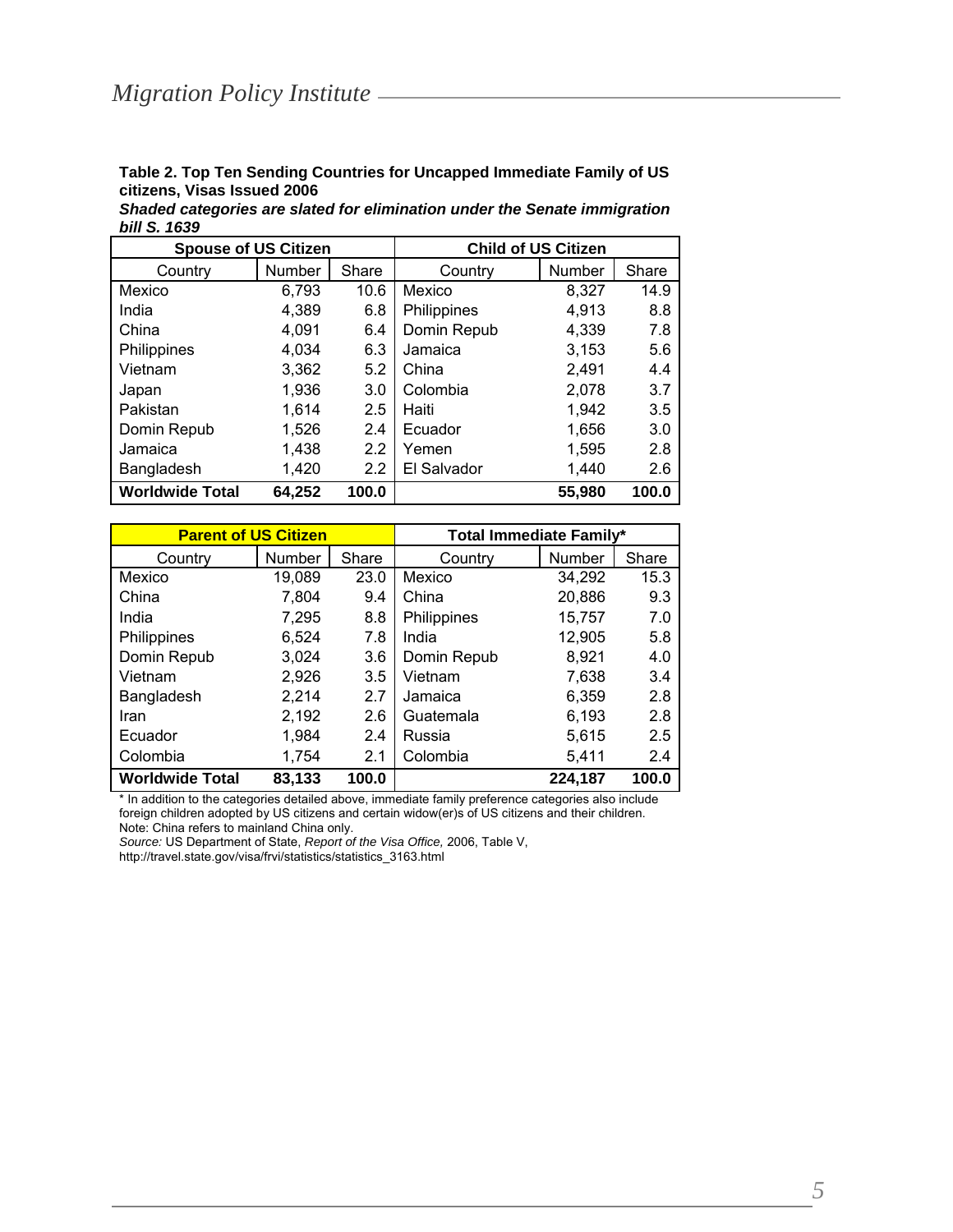**Table 2. Top Ten Sending Countries for Uncapped Immediate Family of US citizens, Visas Issued 2006**

***Shaded categories are slated for elimination under the Senate immigration bill S. 1639***

| Spouse of US Citizen | | | Child of US Citizen | | |
|---|---|---|---|---|---|
| Country | Number | Share | Country | Number | Share |
| Mexico | 6,793 | 10.6 | Mexico | 8,327 | 14.9 |
| India | 4,389 | 6.8 | Philippines | 4,913 | 8.8 |
| China | 4,091 | 6.4 | Domin Repub | 4,339 | 7.8 |
| Philippines | 4,034 | 6.3 | Jamaica | 3,153 | 5.6 |
| Vietnam | 3,362 | 5.2 | China | 2,491 | 4.4 |
| Japan | 1,936 | 3.0 | Colombia | 2,078 | 3.7 |
| Pakistan | 1,614 | 2.5 | Haiti | 1,942 | 3.5 |
| Domin Repub | 1,526 | 2.4 | Ecuador | 1,656 | 3.0 |
| Jamaica | 1,438 | 2.2 | Yemen | 1,595 | 2.8 |
| Bangladesh | 1,420 | 2.2 | El Salvador | 1,440 | 2.6 |
| **Worldwide Total** | **64,252** | **100.0** | | **55,980** | **100.0** |

| Parent of US Citizen | | | Total Immediate Family* | | |
|---|---|---|---|---|---|
| Country | Number | Share | Country | Number | Share |
| Mexico | 19,089 | 23.0 | Mexico | 34,292 | 15.3 |
| China | 7,804 | 9.4 | China | 20,886 | 9.3 |
| India | 7,295 | 8.8 | Philippines | 15,757 | 7.0 |
| Philippines | 6,524 | 7.8 | India | 12,905 | 5.8 |
| Domin Repub | 3,024 | 3.6 | Domin Repub | 8,921 | 4.0 |
| Vietnam | 2,926 | 3.5 | Vietnam | 7,638 | 3.4 |
| Bangladesh | 2,214 | 2.7 | Jamaica | 6,359 | 2.8 |
| Iran | 2,192 | 2.6 | Guatemala | 6,193 | 2.8 |
| Ecuador | 1,984 | 2.4 | Russia | 5,615 | 2.5 |
| Colombia | 1,754 | 2.1 | Colombia | 5,411 | 2.4 |
| **Worldwide Total** | **83,133** | **100.0** | | **224,187** | **100.0** |

\* In addition to the categories detailed above, immediate family preference categories also include foreign children adopted by US citizens and certain widow(er)s of US citizens and their children.

Note: China refers to mainland China only.

*Source:* US Department of State, *Report of the Visa Office,* 2006, Table V, http://travel.state.gov/visa/frvi/statistics/statistics_3163.html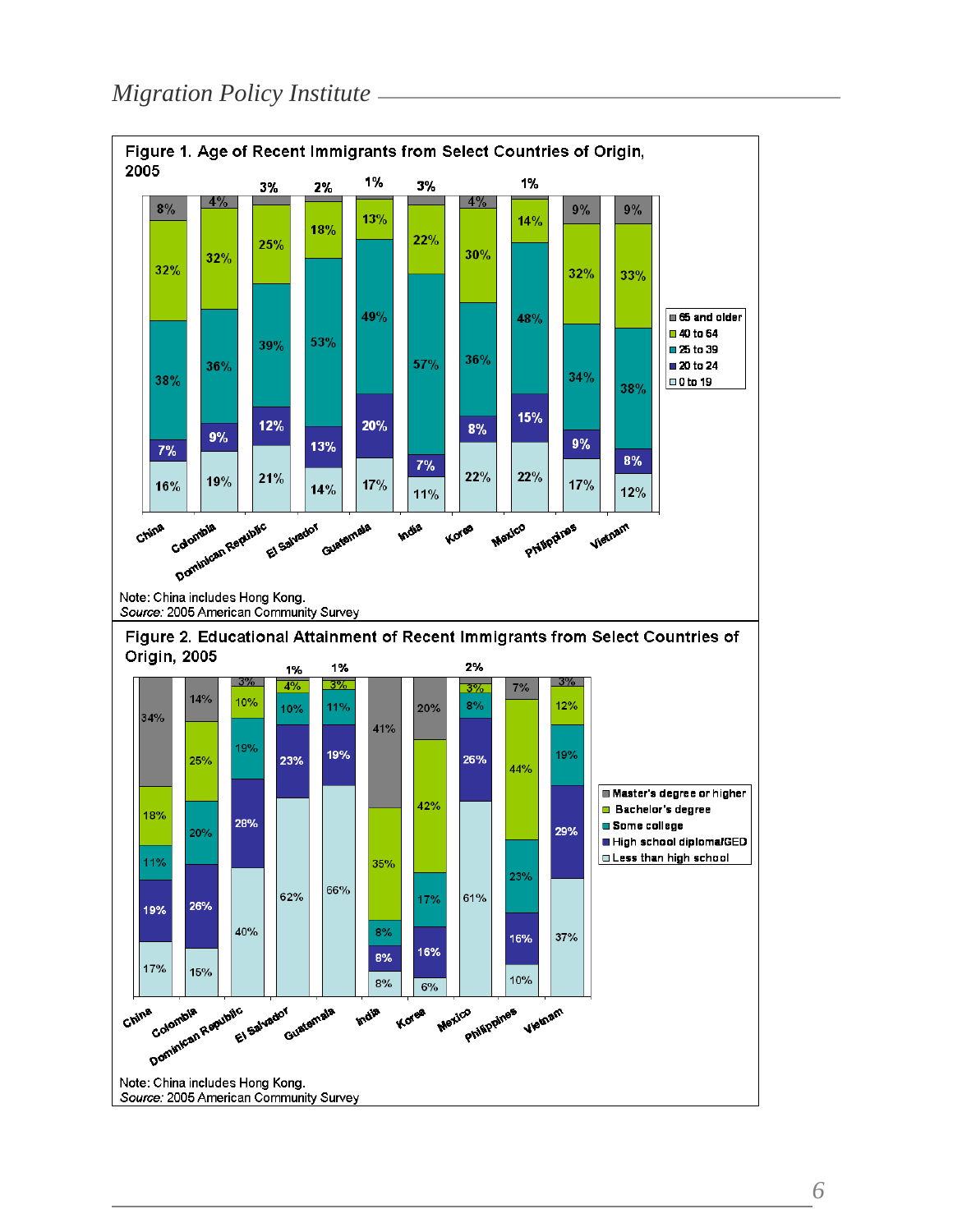**Figure 1. Age of Recent Immigrants from Select Countries of Origin, 2005**

| Country | 0 to 19 | 20 to 24 | 25 to 39 | 40 to 64 | 65 and older |
|---|---|---|---|---|---|
| China | 16% | 7% | 38% | 32% | 8% |
| Colombia | 19% | 9% | 36% | 32% | 4% |
| Dominican Republic | 21% | 12% | 39% | 25% | 3% |
| El Salvador | 14% | 13% | 53% | 18% | 2% |
| Guatemala | 17% | 20% | 49% | 13% | 1% |
| India | 11% | 7% | 57% | 22% | 3% |
| Korea | 22% | 8% | 36% | 30% | 4% |
| Mexico | 22% | 15% | 48% | 14% | 1% |
| Philippines | 17% | 9% | 34% | 32% | 9% |
| Vietnam | 12% | 8% | 38% | 33% | 9% |

Note: China includes Hong Kong.
*Source:* 2005 American Community Survey

**Figure 2. Educational Attainment of Recent Immigrants from Select Countries of Origin, 2005**

| Country | Less than high school | High school diploma/GED | Some college | Bachelor's degree | Master's degree or higher |
|---|---|---|---|---|---|
| China | 17% | 19% | 11% | 18% | 34% |
| Colombia | 15% | 26% | 20% | 25% | 14% |
| Dominican Republic | 40% | 28% | 19% | 10% | 3% |
| El Salvador | 62% | 23% | 10% | 4% | 1% |
| Guatemala | 66% | 19% | 11% | 3% | 1% |
| India | 8% | 8% | 8% | 35% | 41% |
| Korea | 6% | 16% | 17% | 42% | 20% |
| Mexico | 61% | 26% | 8% | 3% | 2% |
| Philippines | 10% | 16% | 23% | 44% | 7% |
| Vietnam | 37% | 29% | 19% | 12% | 3% |

Note: China includes Hong Kong.
*Source:* 2005 American Community Survey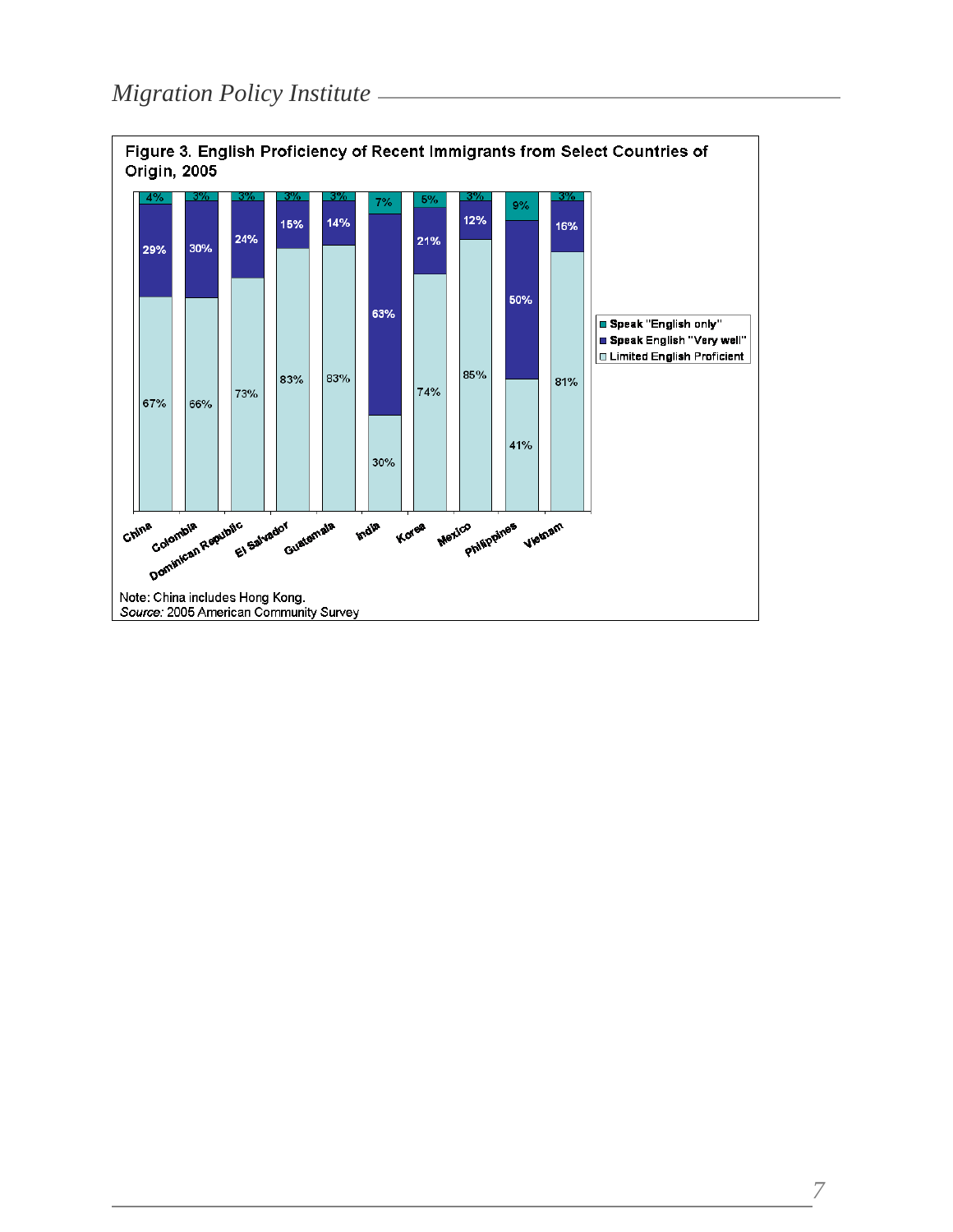Figure 3. English Proficiency of Recent Immigrants from Select Countries of Origin, 2005

| Country | Speak "English only" | Speak English "Very well" | Limited English Proficient |
|---|---|---|---|
| China | 4% | 29% | 67% |
| Colombia | 3% | 30% | 66% |
| Dominican Republic | 3% | 24% | 73% |
| El Salvador | 3% | 15% | 83% |
| Guatemala | 3% | 14% | 83% |
| India | 7% | 63% | 30% |
| Korea | 5% | 21% | 74% |
| Mexico | 3% | 12% | 85% |
| Philippines | 9% | 50% | 41% |
| Vietnam | 3% | 16% | 81% |

Note: China includes Hong Kong.
*Source:* 2005 American Community Survey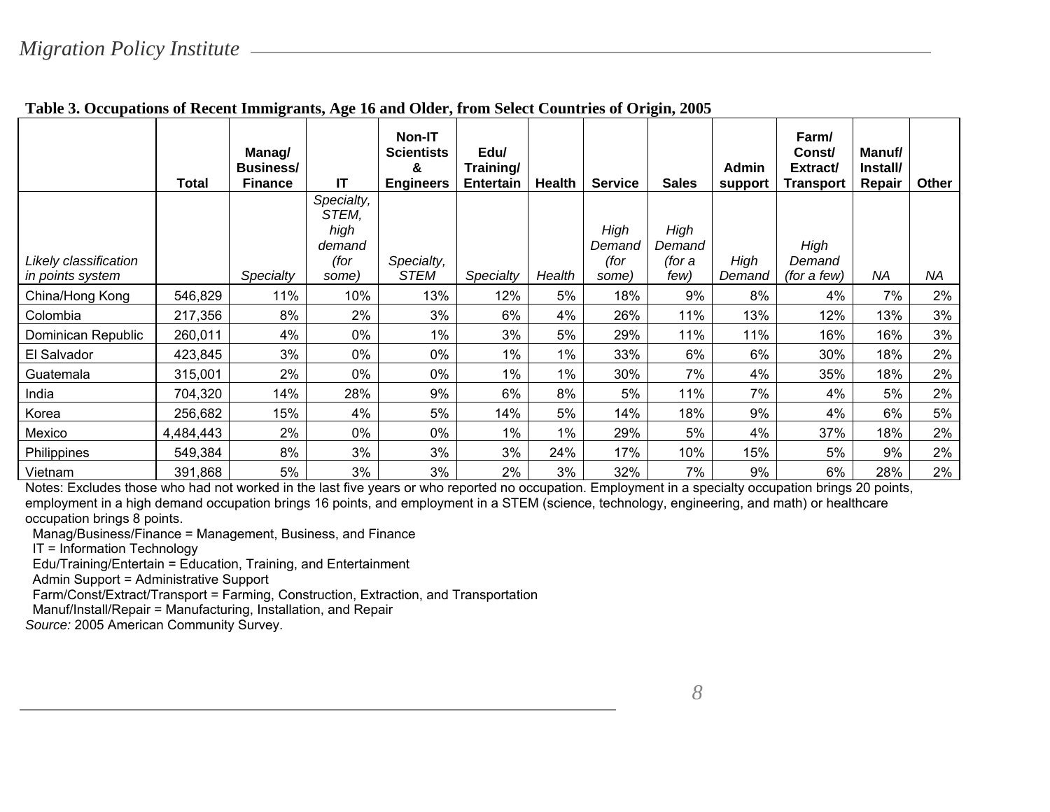**Table 3. Occupations of Recent Immigrants, Age 16 and Older, from Select Countries of Origin, 2005**

| | Total | Manag/ Business/ Finance | IT | Non-IT Scientists & Engineers | Edu/ Training/ Entertain | Health | Service | Sales | Admin support | Farm/ Const/ Extract/ Transport | Manuf/ Install/ Repair | Other |
|---|---|---|---|---|---|---|---|---|---|---|---|---|
| *Likely classification in points system* | | *Specialty* | *Specialty, STEM, high demand (for some)* | *Specialty, STEM* | *Specialty* | *Health* | *High Demand (for some)* | *High Demand (for a few)* | *High Demand* | *High Demand (for a few)* | *NA* | *NA* |
| China/Hong Kong | 546,829 | 11% | 10% | 13% | 12% | 5% | 18% | 9% | 8% | 4% | 7% | 2% |
| Colombia | 217,356 | 8% | 2% | 3% | 6% | 4% | 26% | 11% | 13% | 12% | 13% | 3% |
| Dominican Republic | 260,011 | 4% | 0% | 1% | 3% | 5% | 29% | 11% | 11% | 16% | 16% | 3% |
| El Salvador | 423,845 | 3% | 0% | 0% | 1% | 1% | 33% | 6% | 6% | 30% | 18% | 2% |
| Guatemala | 315,001 | 2% | 0% | 0% | 1% | 1% | 30% | 7% | 4% | 35% | 18% | 2% |
| India | 704,320 | 14% | 28% | 9% | 6% | 8% | 5% | 11% | 7% | 4% | 5% | 2% |
| Korea | 256,682 | 15% | 4% | 5% | 14% | 5% | 14% | 18% | 9% | 4% | 6% | 5% |
| Mexico | 4,484,443 | 2% | 0% | 0% | 1% | 1% | 29% | 5% | 4% | 37% | 18% | 2% |
| Philippines | 549,384 | 8% | 3% | 3% | 3% | 24% | 17% | 10% | 15% | 5% | 9% | 2% |
| Vietnam | 391,868 | 5% | 3% | 3% | 2% | 3% | 32% | 7% | 9% | 6% | 28% | 2% |

Notes: Excludes those who had not worked in the last five years or who reported no occupation. Employment in a specialty occupation brings 20 points, employment in a high demand occupation brings 16 points, and employment in a STEM (science, technology, engineering, and math) or healthcare occupation brings 8 points.

Manag/Business/Finance = Management, Business, and Finance
IT = Information Technology
Edu/Training/Entertain = Education, Training, and Entertainment
Admin Support = Administrative Support
Farm/Const/Extract/Transport = Farming, Construction, Extraction, and Transportation
Manuf/Install/Repair = Manufacturing, Installation, and Repair

*Source:* 2005 American Community Survey.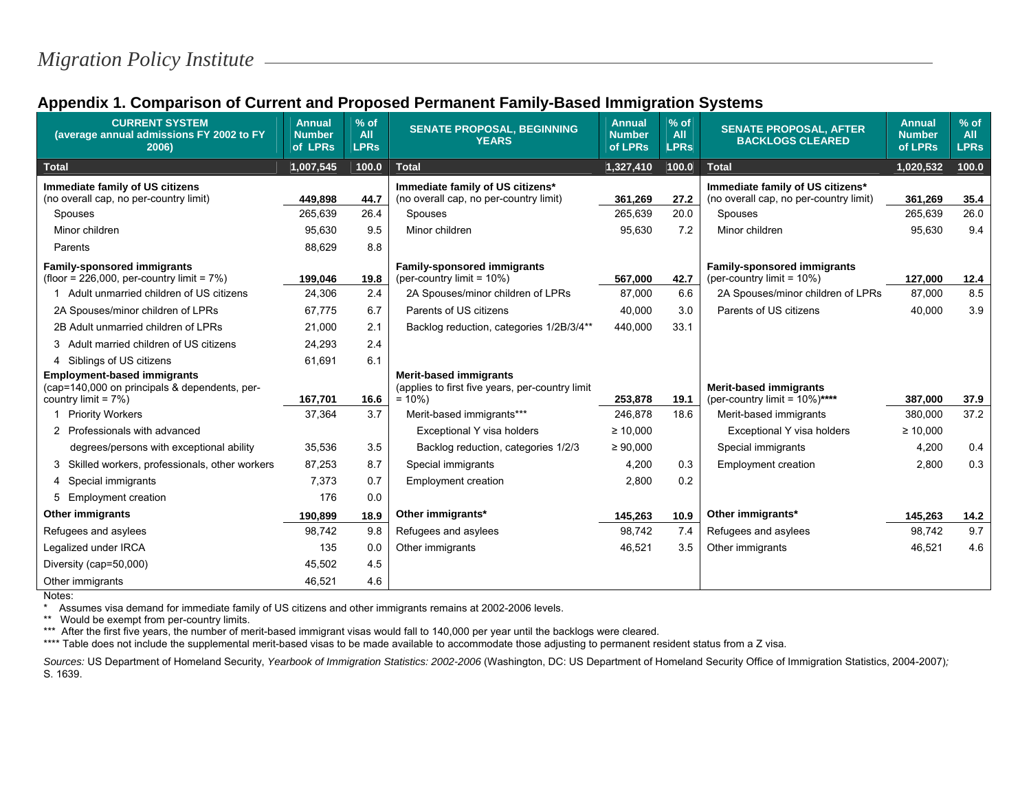## Appendix 1. Comparison of Current and Proposed Permanent Family-Based Immigration Systems

| CURRENT SYSTEM (average annual admissions FY 2002 to FY 2006) | Annual Number of LPRs | % of All LPRs | SENATE PROPOSAL, BEGINNING YEARS | Annual Number of LPRs | % of All LPRs | SENATE PROPOSAL, AFTER BACKLOGS CLEARED | Annual Number of LPRs | % of All LPRs |
|---|---|---|---|---|---|---|---|---|
| **Total** | **1,007,545** | **100.0** | **Total** | **1,327,410** | **100.0** | **Total** | **1,020,532** | **100.0** |
| **Immediate family of US citizens** (no overall cap, no per-country limit) | **449,898** | **44.7** | **Immediate family of US citizens*** (no overall cap, no per-country limit) | **361,269** | **27.2** | **Immediate family of US citizens*** (no overall cap, no per-country limit) | **361,269** | **35.4** |
| Spouses | 265,639 | 26.4 | Spouses | 265,639 | 20.0 | Spouses | 265,639 | 26.0 |
| Minor children | 95,630 | 9.5 | Minor children | 95,630 | 7.2 | Minor children | 95,630 | 9.4 |
| Parents | 88,629 | 8.8 | | | | | | |
| **Family-sponsored immigrants** (floor = 226,000, per-country limit = 7%) | **199,046** | **19.8** | **Family-sponsored immigrants** (per-country limit = 10%) | **567,000** | **42.7** | **Family-sponsored immigrants** (per-country limit = 10%) | **127,000** | **12.4** |
| 1 Adult unmarried children of US citizens | 24,306 | 2.4 | 2A Spouses/minor children of LPRs | 87,000 | 6.6 | 2A Spouses/minor children of LPRs | 87,000 | 8.5 |
| 2A Spouses/minor children of LPRs | 67,775 | 6.7 | Parents of US citizens | 40,000 | 3.0 | Parents of US citizens | 40,000 | 3.9 |
| 2B Adult unmarried children of LPRs | 21,000 | 2.1 | Backlog reduction, categories 1/2B/3/4** | 440,000 | 33.1 | | | |
| 3 Adult married children of US citizens | 24,293 | 2.4 | | | | | | |
| 4 Siblings of US citizens | 61,691 | 6.1 | | | | | | |
| **Employment-based immigrants** (cap=140,000 on principals & dependents, per-country limit = 7%) | **167,701** | **16.6** | **Merit-based immigrants** (applies to first five years, per-country limit = 10%) | **253,878** | **19.1** | **Merit-based immigrants** (per-country limit = 10%)**** | **387,000** | **37.9** |
| 1 Priority Workers | 37,364 | 3.7 | Merit-based immigrants*** | 246,878 | 18.6 | Merit-based immigrants | 380,000 | 37.2 |
| 2 Professionals with advanced | | | Exceptional Y visa holders | ≥ 10,000 | | Exceptional Y visa holders | ≥ 10,000 | |
| degrees/persons with exceptional ability | 35,536 | 3.5 | Backlog reduction, categories 1/2/3 | ≥ 90,000 | | Special immigrants | 4,200 | 0.4 |
| 3 Skilled workers, professionals, other workers | 87,253 | 8.7 | Special immigrants | 4,200 | 0.3 | Employment creation | 2,800 | 0.3 |
| 4 Special immigrants | 7,373 | 0.7 | Employment creation | 2,800 | 0.2 | | | |
| 5 Employment creation | 176 | 0.0 | | | | | | |
| **Other immigrants** | **190,899** | **18.9** | **Other immigrants*** | **145,263** | **10.9** | **Other immigrants*** | **145,263** | **14.2** |
| Refugees and asylees | 98,742 | 9.8 | Refugees and asylees | 98,742 | 7.4 | Refugees and asylees | 98,742 | 9.7 |
| Legalized under IRCA | 135 | 0.0 | Other immigrants | 46,521 | 3.5 | Other immigrants | 46,521 | 4.6 |
| Diversity (cap=50,000) | 45,502 | 4.5 | | | | | | |
| Other immigrants | 46,521 | 4.6 | | | | | | |

Notes:

\* Assumes visa demand for immediate family of US citizens and other immigrants remains at 2002-2006 levels.

** Would be exempt from per-country limits.

*** After the first five years, the number of merit-based immigrant visas would fall to 140,000 per year until the backlogs were cleared.

**** Table does not include the supplemental merit-based visas to be made available to accommodate those adjusting to permanent resident status from a Z visa.

*Sources:* US Department of Homeland Security, *Yearbook of Immigration Statistics: 2002-2006* (Washington, DC: US Department of Homeland Security Office of Immigration Statistics, 2004-2007)*;* S. 1639.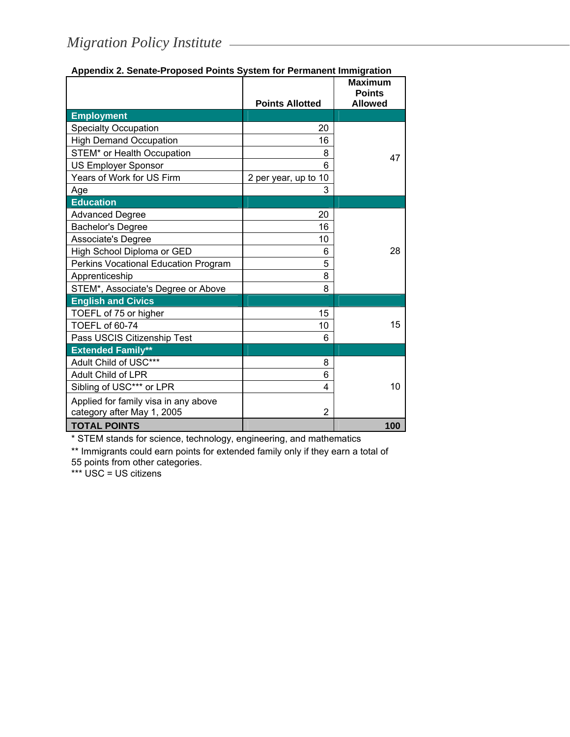**Appendix 2. Senate-Proposed Points System for Permanent Immigration**

| | Points Allotted | Maximum Points Allowed |
|---|---|---|
| **Employment** | | |
| Specialty Occupation | 20 | 47 |
| High Demand Occupation | 16 | |
| STEM* or Health Occupation | 8 | |
| US Employer Sponsor | 6 | |
| Years of Work for US Firm | 2 per year, up to 10 | |
| Age | 3 | |
| **Education** | | |
| Advanced Degree | 20 | 28 |
| Bachelor's Degree | 16 | |
| Associate's Degree | 10 | |
| High School Diploma or GED | 6 | |
| Perkins Vocational Education Program | 5 | |
| Apprenticeship | 8 | |
| STEM*, Associate's Degree or Above | 8 | |
| **English and Civics** | | |
| TOEFL of 75 or higher | 15 | 15 |
| TOEFL of 60-74 | 10 | |
| Pass USCIS Citizenship Test | 6 | |
| **Extended Family**** | | |
| Adult Child of USC*** | 8 | 10 |
| Adult Child of LPR | 6 | |
| Sibling of USC*** or LPR | 4 | |
| Applied for family visa in any above category after May 1, 2005 | 2 | |
| **TOTAL POINTS** | | **100** |

\* STEM stands for science, technology, engineering, and mathematics

** Immigrants could earn points for extended family only if they earn a total of 55 points from other categories.

*** USC = US citizens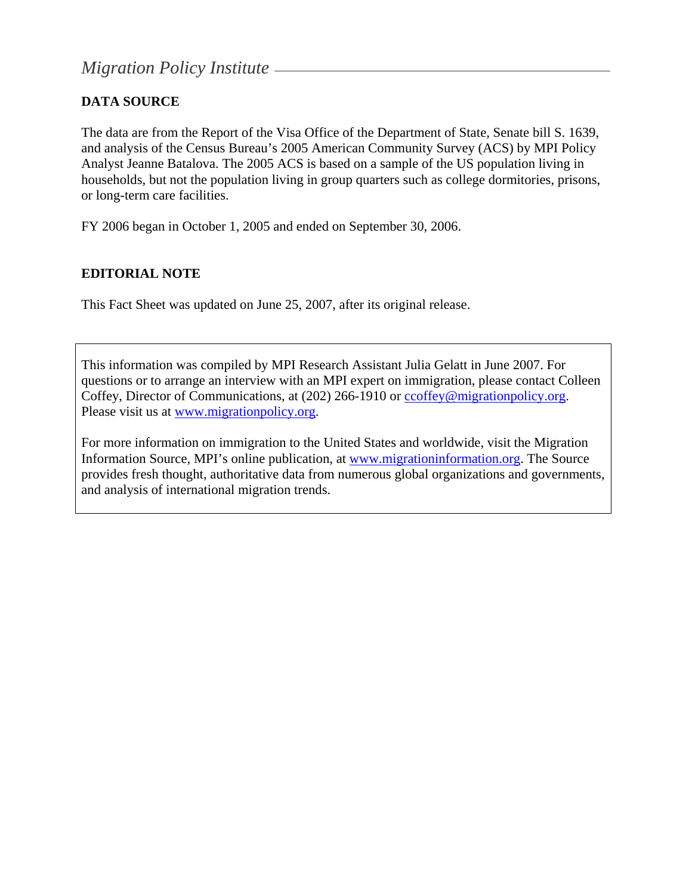## DATA SOURCE

The data are from the Report of the Visa Office of the Department of State, Senate bill S. 1639, and analysis of the Census Bureau's 2005 American Community Survey (ACS) by MPI Policy Analyst Jeanne Batalova. The 2005 ACS is based on a sample of the US population living in households, but not the population living in group quarters such as college dormitories, prisons, or long-term care facilities.

FY 2006 began in October 1, 2005 and ended on September 30, 2006.

## EDITORIAL NOTE

This Fact Sheet was updated on June 25, 2007, after its original release.

This information was compiled by MPI Research Assistant Julia Gelatt in June 2007. For questions or to arrange an interview with an MPI expert on immigration, please contact Colleen Coffey, Director of Communications, at (202) 266-1910 or ccoffey@migrationpolicy.org. Please visit us at www.migrationpolicy.org.

For more information on immigration to the United States and worldwide, visit the Migration Information Source, MPI's online publication, at www.migrationinformation.org. The Source provides fresh thought, authoritative data from numerous global organizations and governments, and analysis of international migration trends.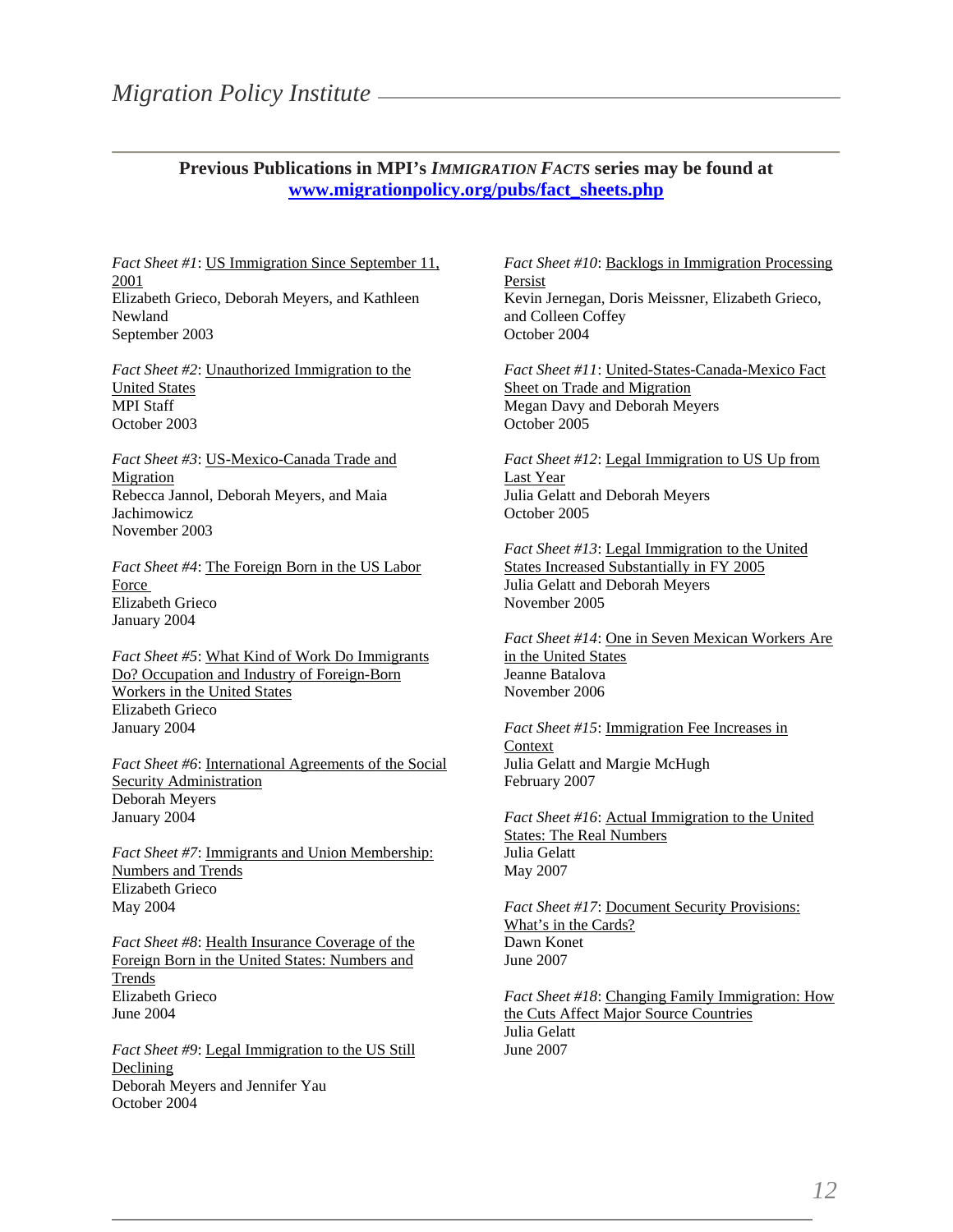**Previous Publications in MPI's *IMMIGRATION FACTS* series may be found at [www.migrationpolicy.org/pubs/fact_sheets.php](http://www.migrationpolicy.org/pubs/fact_sheets.php)**

*Fact Sheet #1*: US Immigration Since September 11, 2001
Elizabeth Grieco, Deborah Meyers, and Kathleen Newland
September 2003

*Fact Sheet #2*: Unauthorized Immigration to the United States
MPI Staff
October 2003

*Fact Sheet #3*: US-Mexico-Canada Trade and Migration
Rebecca Jannol, Deborah Meyers, and Maia Jachimowicz
November 2003

*Fact Sheet #4*: The Foreign Born in the US Labor Force
Elizabeth Grieco
January 2004

*Fact Sheet #5*: What Kind of Work Do Immigrants Do? Occupation and Industry of Foreign-Born Workers in the United States
Elizabeth Grieco
January 2004

*Fact Sheet #6*: International Agreements of the Social Security Administration
Deborah Meyers
January 2004

*Fact Sheet #7*: Immigrants and Union Membership: Numbers and Trends
Elizabeth Grieco
May 2004

*Fact Sheet #8*: Health Insurance Coverage of the Foreign Born in the United States: Numbers and Trends
Elizabeth Grieco
June 2004

*Fact Sheet #9*: Legal Immigration to the US Still Declining
Deborah Meyers and Jennifer Yau
October 2004

*Fact Sheet #10*: Backlogs in Immigration Processing Persist
Kevin Jernegan, Doris Meissner, Elizabeth Grieco, and Colleen Coffey
October 2004

*Fact Sheet #11*: United-States-Canada-Mexico Fact Sheet on Trade and Migration
Megan Davy and Deborah Meyers
October 2005

*Fact Sheet #12*: Legal Immigration to US Up from Last Year
Julia Gelatt and Deborah Meyers
October 2005

*Fact Sheet #13*: Legal Immigration to the United States Increased Substantially in FY 2005
Julia Gelatt and Deborah Meyers
November 2005

*Fact Sheet #14*: One in Seven Mexican Workers Are in the United States
Jeanne Batalova
November 2006

*Fact Sheet #15*: Immigration Fee Increases in Context
Julia Gelatt and Margie McHugh
February 2007

*Fact Sheet #16*: Actual Immigration to the United States: The Real Numbers
Julia Gelatt
May 2007

*Fact Sheet #17*: Document Security Provisions: What's in the Cards?
Dawn Konet
June 2007

*Fact Sheet #18*: Changing Family Immigration: How the Cuts Affect Major Source Countries
Julia Gelatt
June 2007